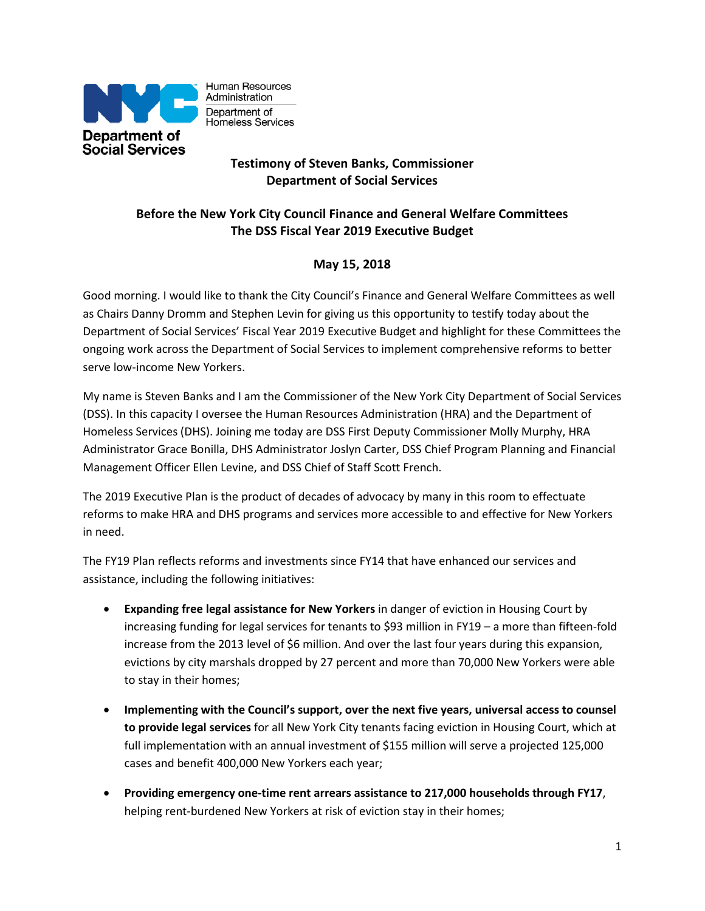Human Resources Administration
Department of Homeless Services

Department of Social Services

**Testimony of Steven Banks, Commissioner**
**Department of Social Services**

**Before the New York City Council Finance and General Welfare Committees**
**The DSS Fiscal Year 2019 Executive Budget**

**May 15, 2018**

Good morning. I would like to thank the City Council's Finance and General Welfare Committees as well as Chairs Danny Dromm and Stephen Levin for giving us this opportunity to testify today about the Department of Social Services' Fiscal Year 2019 Executive Budget and highlight for these Committees the ongoing work across the Department of Social Services to implement comprehensive reforms to better serve low-income New Yorkers.

My name is Steven Banks and I am the Commissioner of the New York City Department of Social Services (DSS). In this capacity I oversee the Human Resources Administration (HRA) and the Department of Homeless Services (DHS). Joining me today are DSS First Deputy Commissioner Molly Murphy, HRA Administrator Grace Bonilla, DHS Administrator Joslyn Carter, DSS Chief Program Planning and Financial Management Officer Ellen Levine, and DSS Chief of Staff Scott French.

The 2019 Executive Plan is the product of decades of advocacy by many in this room to effectuate reforms to make HRA and DHS programs and services more accessible to and effective for New Yorkers in need.

The FY19 Plan reflects reforms and investments since FY14 that have enhanced our services and assistance, including the following initiatives:

- **Expanding free legal assistance for New Yorkers** in danger of eviction in Housing Court by increasing funding for legal services for tenants to $93 million in FY19 – a more than fifteen-fold increase from the 2013 level of $6 million. And over the last four years during this expansion, evictions by city marshals dropped by 27 percent and more than 70,000 New Yorkers were able to stay in their homes;
- **Implementing with the Council's support, over the next five years, universal access to counsel to provide legal services** for all New York City tenants facing eviction in Housing Court, which at full implementation with an annual investment of $155 million will serve a projected 125,000 cases and benefit 400,000 New Yorkers each year;
- **Providing emergency one-time rent arrears assistance to 217,000 households through FY17**, helping rent-burdened New Yorkers at risk of eviction stay in their homes;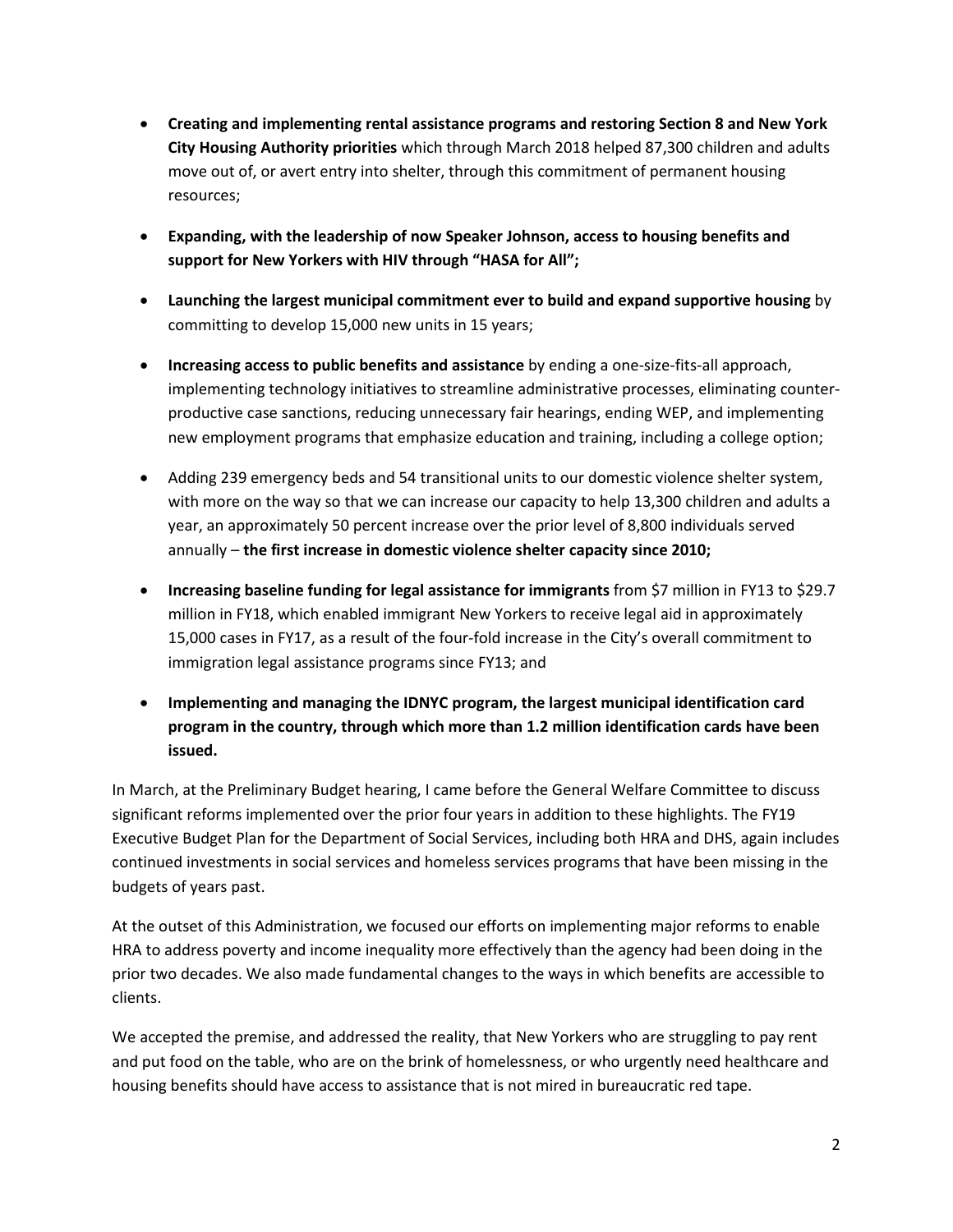- **Creating and implementing rental assistance programs and restoring Section 8 and New York City Housing Authority priorities** which through March 2018 helped 87,300 children and adults move out of, or avert entry into shelter, through this commitment of permanent housing resources;

- **Expanding, with the leadership of now Speaker Johnson, access to housing benefits and support for New Yorkers with HIV through "HASA for All";**

- **Launching the largest municipal commitment ever to build and expand supportive housing** by committing to develop 15,000 new units in 15 years;

- **Increasing access to public benefits and assistance** by ending a one-size-fits-all approach, implementing technology initiatives to streamline administrative processes, eliminating counter-productive case sanctions, reducing unnecessary fair hearings, ending WEP, and implementing new employment programs that emphasize education and training, including a college option;

- Adding 239 emergency beds and 54 transitional units to our domestic violence shelter system, with more on the way so that we can increase our capacity to help 13,300 children and adults a year, an approximately 50 percent increase over the prior level of 8,800 individuals served annually – **the first increase in domestic violence shelter capacity since 2010;**

- **Increasing baseline funding for legal assistance for immigrants** from $7 million in FY13 to $29.7 million in FY18, which enabled immigrant New Yorkers to receive legal aid in approximately 15,000 cases in FY17, as a result of the four-fold increase in the City's overall commitment to immigration legal assistance programs since FY13; and

- **Implementing and managing the IDNYC program, the largest municipal identification card program in the country, through which more than 1.2 million identification cards have been issued.**

In March, at the Preliminary Budget hearing, I came before the General Welfare Committee to discuss significant reforms implemented over the prior four years in addition to these highlights. The FY19 Executive Budget Plan for the Department of Social Services, including both HRA and DHS, again includes continued investments in social services and homeless services programs that have been missing in the budgets of years past.

At the outset of this Administration, we focused our efforts on implementing major reforms to enable HRA to address poverty and income inequality more effectively than the agency had been doing in the prior two decades. We also made fundamental changes to the ways in which benefits are accessible to clients.

We accepted the premise, and addressed the reality, that New Yorkers who are struggling to pay rent and put food on the table, who are on the brink of homelessness, or who urgently need healthcare and housing benefits should have access to assistance that is not mired in bureaucratic red tape.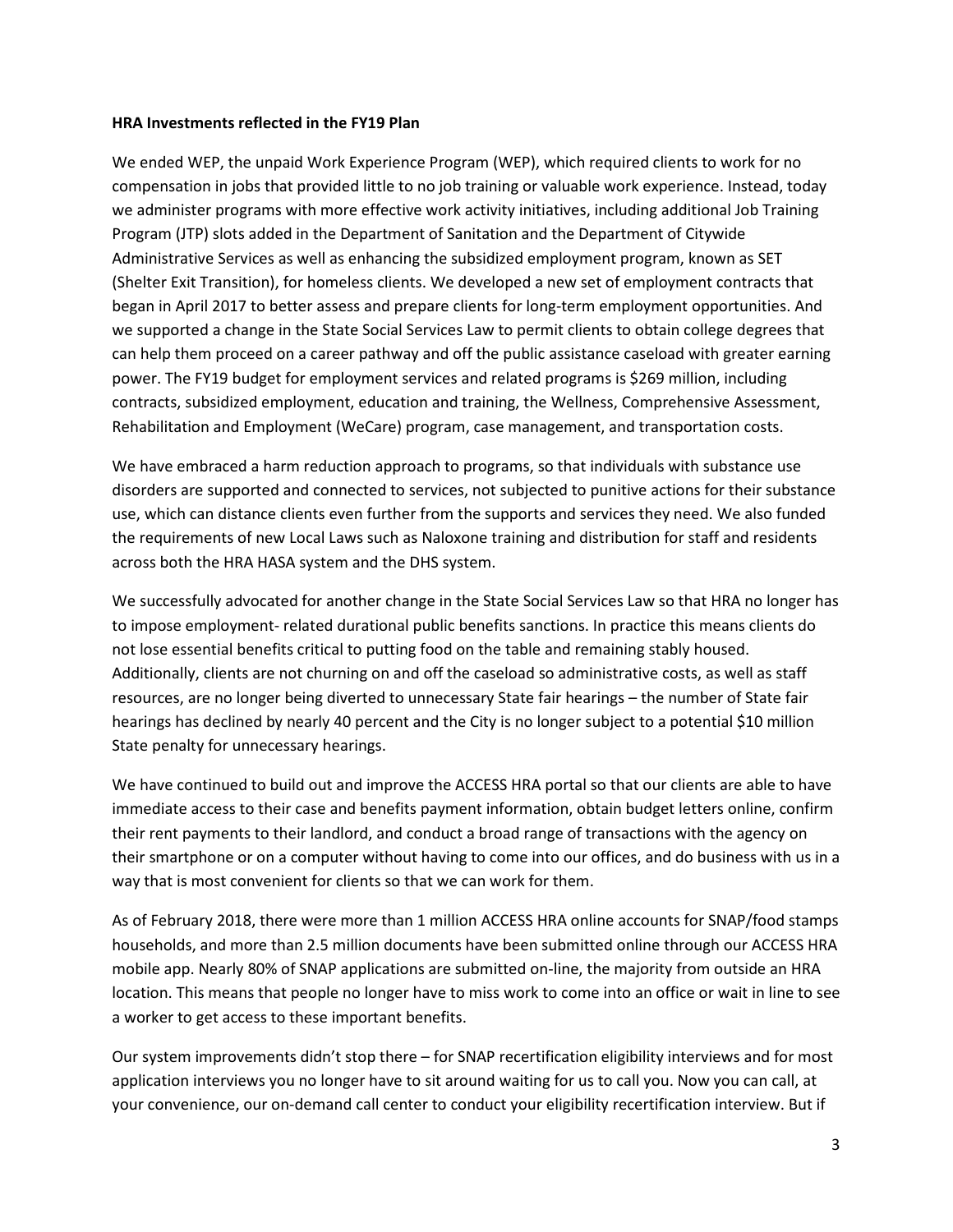**HRA Investments reflected in the FY19 Plan**

We ended WEP, the unpaid Work Experience Program (WEP), which required clients to work for no compensation in jobs that provided little to no job training or valuable work experience. Instead, today we administer programs with more effective work activity initiatives, including additional Job Training Program (JTP) slots added in the Department of Sanitation and the Department of Citywide Administrative Services as well as enhancing the subsidized employment program, known as SET (Shelter Exit Transition), for homeless clients. We developed a new set of employment contracts that began in April 2017 to better assess and prepare clients for long-term employment opportunities. And we supported a change in the State Social Services Law to permit clients to obtain college degrees that can help them proceed on a career pathway and off the public assistance caseload with greater earning power. The FY19 budget for employment services and related programs is $269 million, including contracts, subsidized employment, education and training, the Wellness, Comprehensive Assessment, Rehabilitation and Employment (WeCare) program, case management, and transportation costs.

We have embraced a harm reduction approach to programs, so that individuals with substance use disorders are supported and connected to services, not subjected to punitive actions for their substance use, which can distance clients even further from the supports and services they need. We also funded the requirements of new Local Laws such as Naloxone training and distribution for staff and residents across both the HRA HASA system and the DHS system.

We successfully advocated for another change in the State Social Services Law so that HRA no longer has to impose employment- related durational public benefits sanctions. In practice this means clients do not lose essential benefits critical to putting food on the table and remaining stably housed. Additionally, clients are not churning on and off the caseload so administrative costs, as well as staff resources, are no longer being diverted to unnecessary State fair hearings – the number of State fair hearings has declined by nearly 40 percent and the City is no longer subject to a potential $10 million State penalty for unnecessary hearings.

We have continued to build out and improve the ACCESS HRA portal so that our clients are able to have immediate access to their case and benefits payment information, obtain budget letters online, confirm their rent payments to their landlord, and conduct a broad range of transactions with the agency on their smartphone or on a computer without having to come into our offices, and do business with us in a way that is most convenient for clients so that we can work for them.

As of February 2018, there were more than 1 million ACCESS HRA online accounts for SNAP/food stamps households, and more than 2.5 million documents have been submitted online through our ACCESS HRA mobile app. Nearly 80% of SNAP applications are submitted on-line, the majority from outside an HRA location. This means that people no longer have to miss work to come into an office or wait in line to see a worker to get access to these important benefits.

Our system improvements didn't stop there – for SNAP recertification eligibility interviews and for most application interviews you no longer have to sit around waiting for us to call you. Now you can call, at your convenience, our on-demand call center to conduct your eligibility recertification interview. But if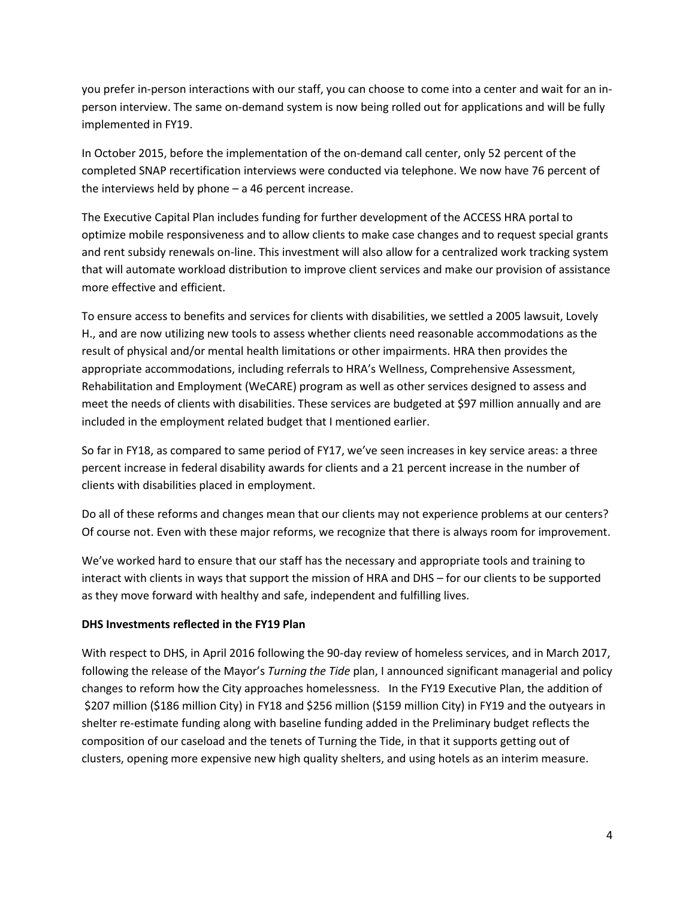you prefer in-person interactions with our staff, you can choose to come into a center and wait for an in-person interview. The same on-demand system is now being rolled out for applications and will be fully implemented in FY19.

In October 2015, before the implementation of the on-demand call center, only 52 percent of the completed SNAP recertification interviews were conducted via telephone. We now have 76 percent of the interviews held by phone – a 46 percent increase.

The Executive Capital Plan includes funding for further development of the ACCESS HRA portal to optimize mobile responsiveness and to allow clients to make case changes and to request special grants and rent subsidy renewals on-line. This investment will also allow for a centralized work tracking system that will automate workload distribution to improve client services and make our provision of assistance more effective and efficient.

To ensure access to benefits and services for clients with disabilities, we settled a 2005 lawsuit, Lovely H., and are now utilizing new tools to assess whether clients need reasonable accommodations as the result of physical and/or mental health limitations or other impairments. HRA then provides the appropriate accommodations, including referrals to HRA's Wellness, Comprehensive Assessment, Rehabilitation and Employment (WeCARE) program as well as other services designed to assess and meet the needs of clients with disabilities. These services are budgeted at $97 million annually and are included in the employment related budget that I mentioned earlier.

So far in FY18, as compared to same period of FY17, we've seen increases in key service areas: a three percent increase in federal disability awards for clients and a 21 percent increase in the number of clients with disabilities placed in employment.

Do all of these reforms and changes mean that our clients may not experience problems at our centers? Of course not. Even with these major reforms, we recognize that there is always room for improvement.

We've worked hard to ensure that our staff has the necessary and appropriate tools and training to interact with clients in ways that support the mission of HRA and DHS – for our clients to be supported as they move forward with healthy and safe, independent and fulfilling lives.

**DHS Investments reflected in the FY19 Plan**

With respect to DHS, in April 2016 following the 90-day review of homeless services, and in March 2017, following the release of the Mayor's *Turning the Tide* plan, I announced significant managerial and policy changes to reform how the City approaches homelessness. In the FY19 Executive Plan, the addition of $207 million ($186 million City) in FY18 and $256 million ($159 million City) in FY19 and the outyears in shelter re-estimate funding along with baseline funding added in the Preliminary budget reflects the composition of our caseload and the tenets of Turning the Tide, in that it supports getting out of clusters, opening more expensive new high quality shelters, and using hotels as an interim measure.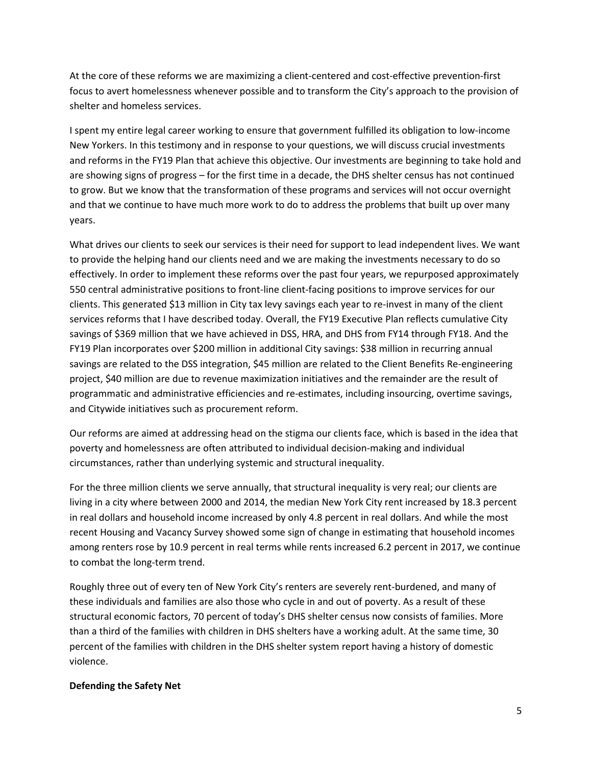At the core of these reforms we are maximizing a client-centered and cost-effective prevention-first focus to avert homelessness whenever possible and to transform the City's approach to the provision of shelter and homeless services.

I spent my entire legal career working to ensure that government fulfilled its obligation to low-income New Yorkers. In this testimony and in response to your questions, we will discuss crucial investments and reforms in the FY19 Plan that achieve this objective. Our investments are beginning to take hold and are showing signs of progress – for the first time in a decade, the DHS shelter census has not continued to grow. But we know that the transformation of these programs and services will not occur overnight and that we continue to have much more work to do to address the problems that built up over many years.

What drives our clients to seek our services is their need for support to lead independent lives. We want to provide the helping hand our clients need and we are making the investments necessary to do so effectively. In order to implement these reforms over the past four years, we repurposed approximately 550 central administrative positions to front-line client-facing positions to improve services for our clients. This generated $13 million in City tax levy savings each year to re-invest in many of the client services reforms that I have described today. Overall, the FY19 Executive Plan reflects cumulative City savings of $369 million that we have achieved in DSS, HRA, and DHS from FY14 through FY18. And the FY19 Plan incorporates over $200 million in additional City savings: $38 million in recurring annual savings are related to the DSS integration, $45 million are related to the Client Benefits Re-engineering project, $40 million are due to revenue maximization initiatives and the remainder are the result of programmatic and administrative efficiencies and re-estimates, including insourcing, overtime savings, and Citywide initiatives such as procurement reform.

Our reforms are aimed at addressing head on the stigma our clients face, which is based in the idea that poverty and homelessness are often attributed to individual decision-making and individual circumstances, rather than underlying systemic and structural inequality.

For the three million clients we serve annually, that structural inequality is very real; our clients are living in a city where between 2000 and 2014, the median New York City rent increased by 18.3 percent in real dollars and household income increased by only 4.8 percent in real dollars. And while the most recent Housing and Vacancy Survey showed some sign of change in estimating that household incomes among renters rose by 10.9 percent in real terms while rents increased 6.2 percent in 2017, we continue to combat the long-term trend.

Roughly three out of every ten of New York City's renters are severely rent-burdened, and many of these individuals and families are also those who cycle in and out of poverty. As a result of these structural economic factors, 70 percent of today's DHS shelter census now consists of families. More than a third of the families with children in DHS shelters have a working adult. At the same time, 30 percent of the families with children in the DHS shelter system report having a history of domestic violence.

**Defending the Safety Net**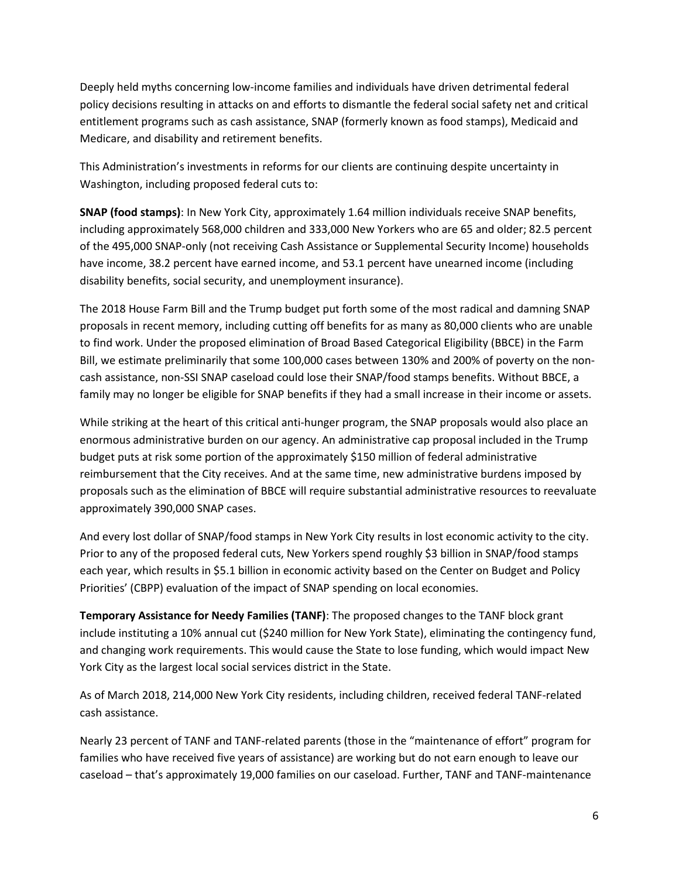Deeply held myths concerning low-income families and individuals have driven detrimental federal policy decisions resulting in attacks on and efforts to dismantle the federal social safety net and critical entitlement programs such as cash assistance, SNAP (formerly known as food stamps), Medicaid and Medicare, and disability and retirement benefits.

This Administration's investments in reforms for our clients are continuing despite uncertainty in Washington, including proposed federal cuts to:

**SNAP (food stamps)**: In New York City, approximately 1.64 million individuals receive SNAP benefits, including approximately 568,000 children and 333,000 New Yorkers who are 65 and older; 82.5 percent of the 495,000 SNAP-only (not receiving Cash Assistance or Supplemental Security Income) households have income, 38.2 percent have earned income, and 53.1 percent have unearned income (including disability benefits, social security, and unemployment insurance).

The 2018 House Farm Bill and the Trump budget put forth some of the most radical and damning SNAP proposals in recent memory, including cutting off benefits for as many as 80,000 clients who are unable to find work. Under the proposed elimination of Broad Based Categorical Eligibility (BBCE) in the Farm Bill, we estimate preliminarily that some 100,000 cases between 130% and 200% of poverty on the non-cash assistance, non-SSI SNAP caseload could lose their SNAP/food stamps benefits. Without BBCE, a family may no longer be eligible for SNAP benefits if they had a small increase in their income or assets.

While striking at the heart of this critical anti-hunger program, the SNAP proposals would also place an enormous administrative burden on our agency. An administrative cap proposal included in the Trump budget puts at risk some portion of the approximately $150 million of federal administrative reimbursement that the City receives. And at the same time, new administrative burdens imposed by proposals such as the elimination of BBCE will require substantial administrative resources to reevaluate approximately 390,000 SNAP cases.

And every lost dollar of SNAP/food stamps in New York City results in lost economic activity to the city. Prior to any of the proposed federal cuts, New Yorkers spend roughly $3 billion in SNAP/food stamps each year, which results in $5.1 billion in economic activity based on the Center on Budget and Policy Priorities' (CBPP) evaluation of the impact of SNAP spending on local economies.

**Temporary Assistance for Needy Families (TANF)**: The proposed changes to the TANF block grant include instituting a 10% annual cut ($240 million for New York State), eliminating the contingency fund, and changing work requirements. This would cause the State to lose funding, which would impact New York City as the largest local social services district in the State.

As of March 2018, 214,000 New York City residents, including children, received federal TANF-related cash assistance.

Nearly 23 percent of TANF and TANF-related parents (those in the "maintenance of effort" program for families who have received five years of assistance) are working but do not earn enough to leave our caseload – that's approximately 19,000 families on our caseload. Further, TANF and TANF-maintenance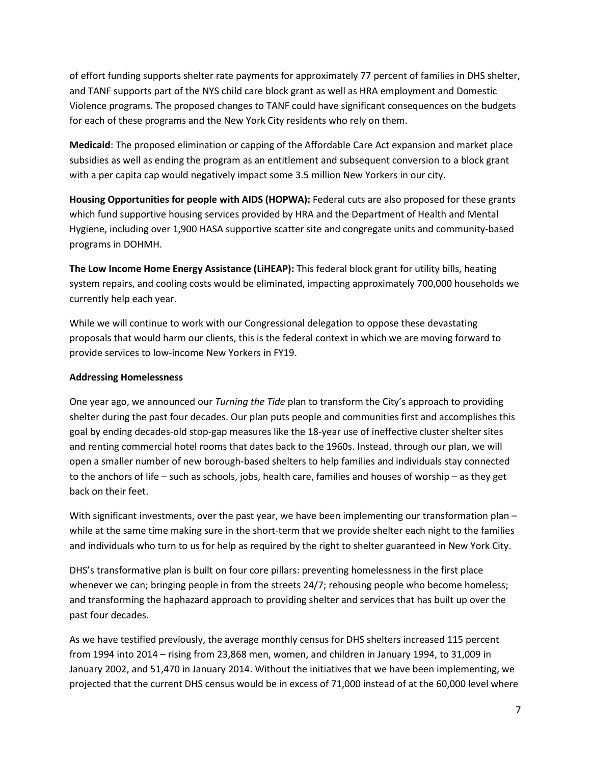of effort funding supports shelter rate payments for approximately 77 percent of families in DHS shelter, and TANF supports part of the NYS child care block grant as well as HRA employment and Domestic Violence programs. The proposed changes to TANF could have significant consequences on the budgets for each of these programs and the New York City residents who rely on them.

**Medicaid**: The proposed elimination or capping of the Affordable Care Act expansion and market place subsidies as well as ending the program as an entitlement and subsequent conversion to a block grant with a per capita cap would negatively impact some 3.5 million New Yorkers in our city.

**Housing Opportunities for people with AIDS (HOPWA):** Federal cuts are also proposed for these grants which fund supportive housing services provided by HRA and the Department of Health and Mental Hygiene, including over 1,900 HASA supportive scatter site and congregate units and community-based programs in DOHMH.

**The Low Income Home Energy Assistance (LiHEAP):** This federal block grant for utility bills, heating system repairs, and cooling costs would be eliminated, impacting approximately 700,000 households we currently help each year.

While we will continue to work with our Congressional delegation to oppose these devastating proposals that would harm our clients, this is the federal context in which we are moving forward to provide services to low-income New Yorkers in FY19.

**Addressing Homelessness**

One year ago, we announced our *Turning the Tide* plan to transform the City's approach to providing shelter during the past four decades. Our plan puts people and communities first and accomplishes this goal by ending decades-old stop-gap measures like the 18-year use of ineffective cluster shelter sites and renting commercial hotel rooms that dates back to the 1960s. Instead, through our plan, we will open a smaller number of new borough-based shelters to help families and individuals stay connected to the anchors of life – such as schools, jobs, health care, families and houses of worship – as they get back on their feet.

With significant investments, over the past year, we have been implementing our transformation plan – while at the same time making sure in the short-term that we provide shelter each night to the families and individuals who turn to us for help as required by the right to shelter guaranteed in New York City.

DHS's transformative plan is built on four core pillars: preventing homelessness in the first place whenever we can; bringing people in from the streets 24/7; rehousing people who become homeless; and transforming the haphazard approach to providing shelter and services that has built up over the past four decades.

As we have testified previously, the average monthly census for DHS shelters increased 115 percent from 1994 into 2014 – rising from 23,868 men, women, and children in January 1994, to 31,009 in January 2002, and 51,470 in January 2014. Without the initiatives that we have been implementing, we projected that the current DHS census would be in excess of 71,000 instead of at the 60,000 level where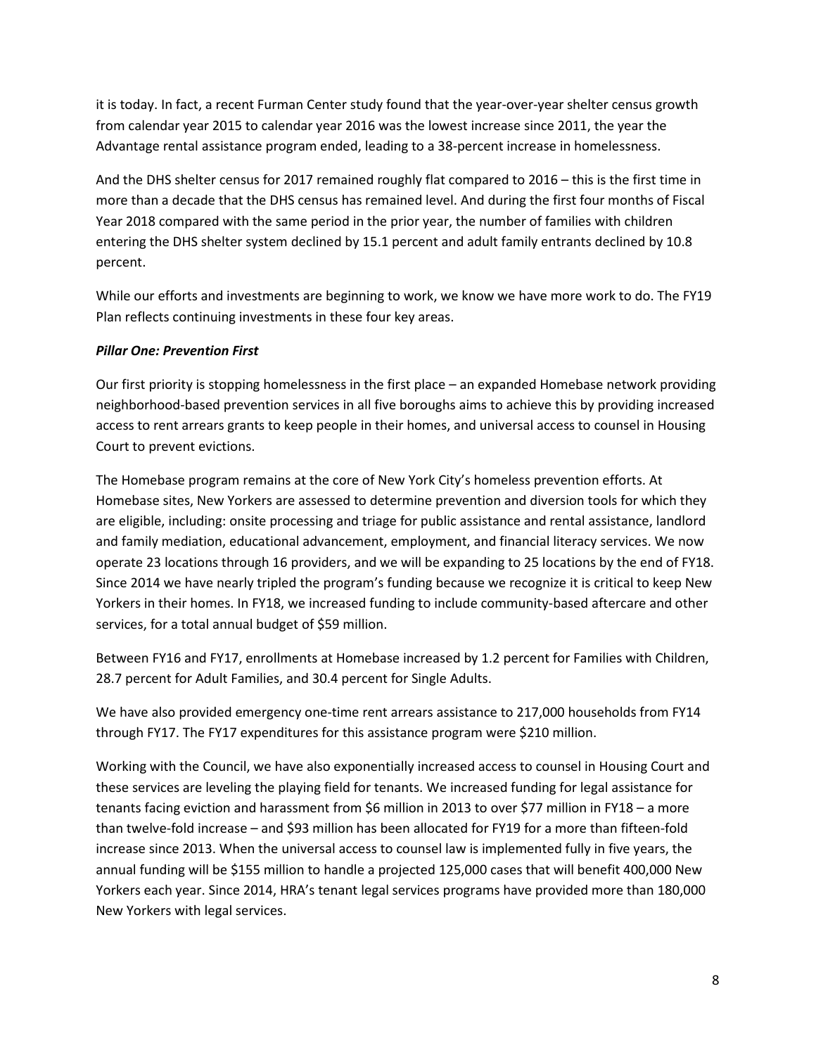it is today. In fact, a recent Furman Center study found that the year-over-year shelter census growth from calendar year 2015 to calendar year 2016 was the lowest increase since 2011, the year the Advantage rental assistance program ended, leading to a 38-percent increase in homelessness.

And the DHS shelter census for 2017 remained roughly flat compared to 2016 – this is the first time in more than a decade that the DHS census has remained level. And during the first four months of Fiscal Year 2018 compared with the same period in the prior year, the number of families with children entering the DHS shelter system declined by 15.1 percent and adult family entrants declined by 10.8 percent.

While our efforts and investments are beginning to work, we know we have more work to do. The FY19 Plan reflects continuing investments in these four key areas.

***Pillar One: Prevention First***

Our first priority is stopping homelessness in the first place – an expanded Homebase network providing neighborhood-based prevention services in all five boroughs aims to achieve this by providing increased access to rent arrears grants to keep people in their homes, and universal access to counsel in Housing Court to prevent evictions.

The Homebase program remains at the core of New York City's homeless prevention efforts. At Homebase sites, New Yorkers are assessed to determine prevention and diversion tools for which they are eligible, including: onsite processing and triage for public assistance and rental assistance, landlord and family mediation, educational advancement, employment, and financial literacy services. We now operate 23 locations through 16 providers, and we will be expanding to 25 locations by the end of FY18. Since 2014 we have nearly tripled the program's funding because we recognize it is critical to keep New Yorkers in their homes. In FY18, we increased funding to include community-based aftercare and other services, for a total annual budget of $59 million.

Between FY16 and FY17, enrollments at Homebase increased by 1.2 percent for Families with Children, 28.7 percent for Adult Families, and 30.4 percent for Single Adults.

We have also provided emergency one-time rent arrears assistance to 217,000 households from FY14 through FY17. The FY17 expenditures for this assistance program were $210 million.

Working with the Council, we have also exponentially increased access to counsel in Housing Court and these services are leveling the playing field for tenants. We increased funding for legal assistance for tenants facing eviction and harassment from $6 million in 2013 to over $77 million in FY18 – a more than twelve-fold increase – and $93 million has been allocated for FY19 for a more than fifteen-fold increase since 2013. When the universal access to counsel law is implemented fully in five years, the annual funding will be $155 million to handle a projected 125,000 cases that will benefit 400,000 New Yorkers each year. Since 2014, HRA's tenant legal services programs have provided more than 180,000 New Yorkers with legal services.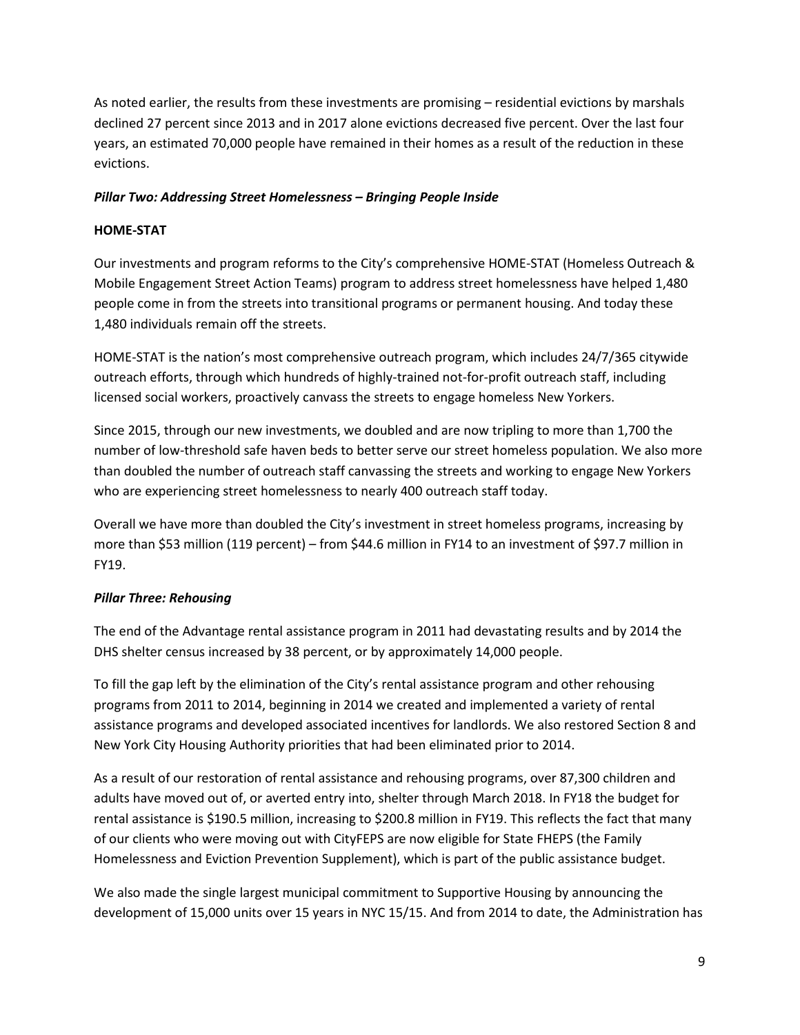As noted earlier, the results from these investments are promising – residential evictions by marshals declined 27 percent since 2013 and in 2017 alone evictions decreased five percent. Over the last four years, an estimated 70,000 people have remained in their homes as a result of the reduction in these evictions.

***Pillar Two: Addressing Street Homelessness – Bringing People Inside***

**HOME-STAT**

Our investments and program reforms to the City's comprehensive HOME-STAT (Homeless Outreach & Mobile Engagement Street Action Teams) program to address street homelessness have helped 1,480 people come in from the streets into transitional programs or permanent housing. And today these 1,480 individuals remain off the streets.

HOME-STAT is the nation's most comprehensive outreach program, which includes 24/7/365 citywide outreach efforts, through which hundreds of highly-trained not-for-profit outreach staff, including licensed social workers, proactively canvass the streets to engage homeless New Yorkers.

Since 2015, through our new investments, we doubled and are now tripling to more than 1,700 the number of low-threshold safe haven beds to better serve our street homeless population. We also more than doubled the number of outreach staff canvassing the streets and working to engage New Yorkers who are experiencing street homelessness to nearly 400 outreach staff today.

Overall we have more than doubled the City's investment in street homeless programs, increasing by more than $53 million (119 percent) – from $44.6 million in FY14 to an investment of $97.7 million in FY19.

***Pillar Three: Rehousing***

The end of the Advantage rental assistance program in 2011 had devastating results and by 2014 the DHS shelter census increased by 38 percent, or by approximately 14,000 people.

To fill the gap left by the elimination of the City's rental assistance program and other rehousing programs from 2011 to 2014, beginning in 2014 we created and implemented a variety of rental assistance programs and developed associated incentives for landlords. We also restored Section 8 and New York City Housing Authority priorities that had been eliminated prior to 2014.

As a result of our restoration of rental assistance and rehousing programs, over 87,300 children and adults have moved out of, or averted entry into, shelter through March 2018. In FY18 the budget for rental assistance is $190.5 million, increasing to $200.8 million in FY19. This reflects the fact that many of our clients who were moving out with CityFEPS are now eligible for State FHEPS (the Family Homelessness and Eviction Prevention Supplement), which is part of the public assistance budget.

We also made the single largest municipal commitment to Supportive Housing by announcing the development of 15,000 units over 15 years in NYC 15/15. And from 2014 to date, the Administration has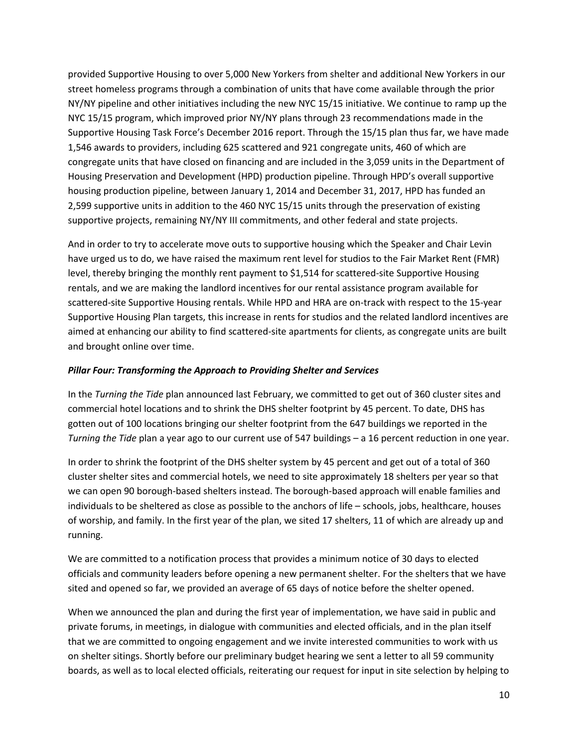provided Supportive Housing to over 5,000 New Yorkers from shelter and additional New Yorkers in our street homeless programs through a combination of units that have come available through the prior NY/NY pipeline and other initiatives including the new NYC 15/15 initiative. We continue to ramp up the NYC 15/15 program, which improved prior NY/NY plans through 23 recommendations made in the Supportive Housing Task Force's December 2016 report. Through the 15/15 plan thus far, we have made 1,546 awards to providers, including 625 scattered and 921 congregate units, 460 of which are congregate units that have closed on financing and are included in the 3,059 units in the Department of Housing Preservation and Development (HPD) production pipeline. Through HPD's overall supportive housing production pipeline, between January 1, 2014 and December 31, 2017, HPD has funded an 2,599 supportive units in addition to the 460 NYC 15/15 units through the preservation of existing supportive projects, remaining NY/NY III commitments, and other federal and state projects.

And in order to try to accelerate move outs to supportive housing which the Speaker and Chair Levin have urged us to do, we have raised the maximum rent level for studios to the Fair Market Rent (FMR) level, thereby bringing the monthly rent payment to $1,514 for scattered-site Supportive Housing rentals, and we are making the landlord incentives for our rental assistance program available for scattered-site Supportive Housing rentals. While HPD and HRA are on-track with respect to the 15-year Supportive Housing Plan targets, this increase in rents for studios and the related landlord incentives are aimed at enhancing our ability to find scattered-site apartments for clients, as congregate units are built and brought online over time.

***Pillar Four: Transforming the Approach to Providing Shelter and Services***

In the *Turning the Tide* plan announced last February, we committed to get out of 360 cluster sites and commercial hotel locations and to shrink the DHS shelter footprint by 45 percent. To date, DHS has gotten out of 100 locations bringing our shelter footprint from the 647 buildings we reported in the *Turning the Tide* plan a year ago to our current use of 547 buildings – a 16 percent reduction in one year.

In order to shrink the footprint of the DHS shelter system by 45 percent and get out of a total of 360 cluster shelter sites and commercial hotels, we need to site approximately 18 shelters per year so that we can open 90 borough-based shelters instead. The borough-based approach will enable families and individuals to be sheltered as close as possible to the anchors of life – schools, jobs, healthcare, houses of worship, and family. In the first year of the plan, we sited 17 shelters, 11 of which are already up and running.

We are committed to a notification process that provides a minimum notice of 30 days to elected officials and community leaders before opening a new permanent shelter. For the shelters that we have sited and opened so far, we provided an average of 65 days of notice before the shelter opened.

When we announced the plan and during the first year of implementation, we have said in public and private forums, in meetings, in dialogue with communities and elected officials, and in the plan itself that we are committed to ongoing engagement and we invite interested communities to work with us on shelter sitings. Shortly before our preliminary budget hearing we sent a letter to all 59 community boards, as well as to local elected officials, reiterating our request for input in site selection by helping to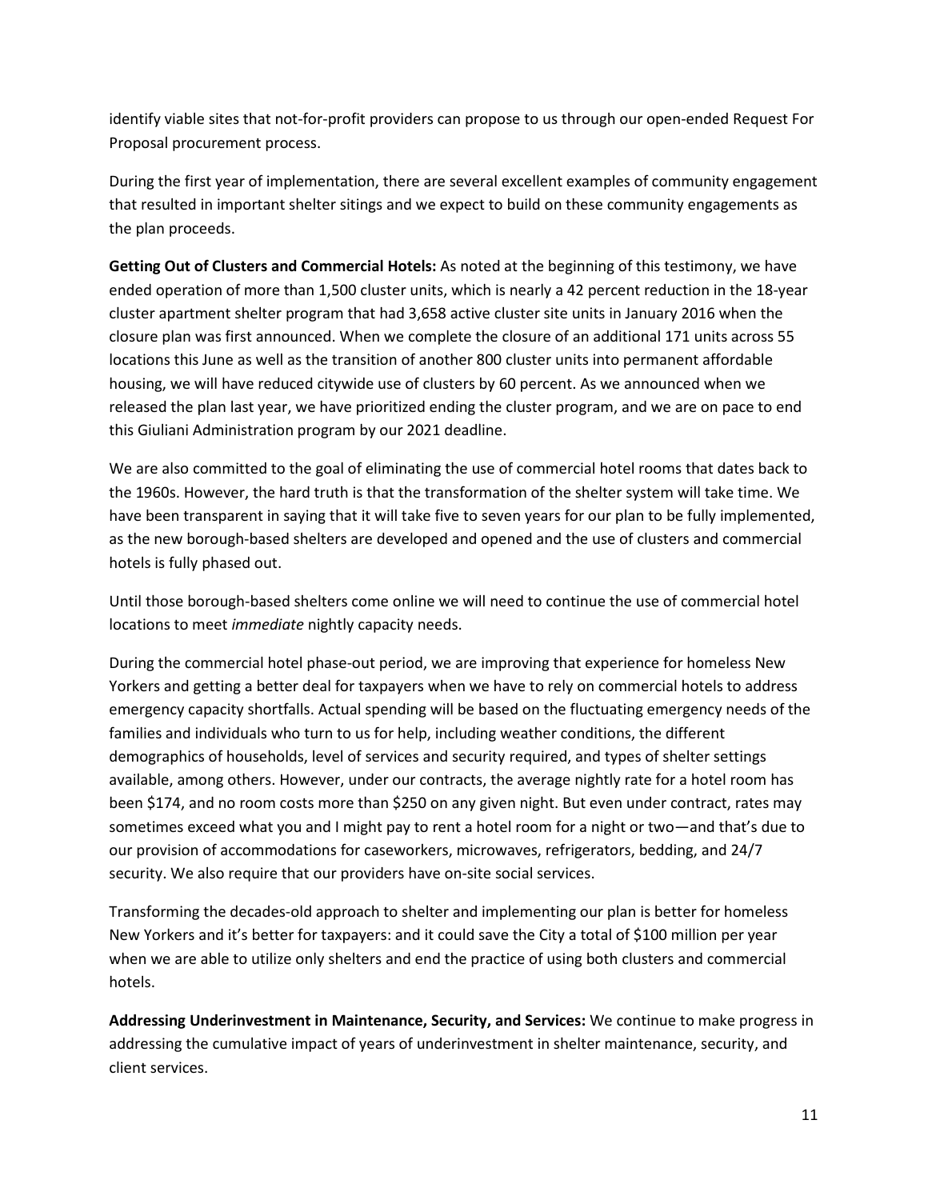identify viable sites that not-for-profit providers can propose to us through our open-ended Request For Proposal procurement process.

During the first year of implementation, there are several excellent examples of community engagement that resulted in important shelter sitings and we expect to build on these community engagements as the plan proceeds.

**Getting Out of Clusters and Commercial Hotels:** As noted at the beginning of this testimony, we have ended operation of more than 1,500 cluster units, which is nearly a 42 percent reduction in the 18-year cluster apartment shelter program that had 3,658 active cluster site units in January 2016 when the closure plan was first announced. When we complete the closure of an additional 171 units across 55 locations this June as well as the transition of another 800 cluster units into permanent affordable housing, we will have reduced citywide use of clusters by 60 percent. As we announced when we released the plan last year, we have prioritized ending the cluster program, and we are on pace to end this Giuliani Administration program by our 2021 deadline.

We are also committed to the goal of eliminating the use of commercial hotel rooms that dates back to the 1960s. However, the hard truth is that the transformation of the shelter system will take time. We have been transparent in saying that it will take five to seven years for our plan to be fully implemented, as the new borough-based shelters are developed and opened and the use of clusters and commercial hotels is fully phased out.

Until those borough-based shelters come online we will need to continue the use of commercial hotel locations to meet *immediate* nightly capacity needs.

During the commercial hotel phase-out period, we are improving that experience for homeless New Yorkers and getting a better deal for taxpayers when we have to rely on commercial hotels to address emergency capacity shortfalls. Actual spending will be based on the fluctuating emergency needs of the families and individuals who turn to us for help, including weather conditions, the different demographics of households, level of services and security required, and types of shelter settings available, among others. However, under our contracts, the average nightly rate for a hotel room has been $174, and no room costs more than $250 on any given night. But even under contract, rates may sometimes exceed what you and I might pay to rent a hotel room for a night or two—and that's due to our provision of accommodations for caseworkers, microwaves, refrigerators, bedding, and 24/7 security. We also require that our providers have on-site social services.

Transforming the decades-old approach to shelter and implementing our plan is better for homeless New Yorkers and it's better for taxpayers: and it could save the City a total of $100 million per year when we are able to utilize only shelters and end the practice of using both clusters and commercial hotels.

**Addressing Underinvestment in Maintenance, Security, and Services:** We continue to make progress in addressing the cumulative impact of years of underinvestment in shelter maintenance, security, and client services.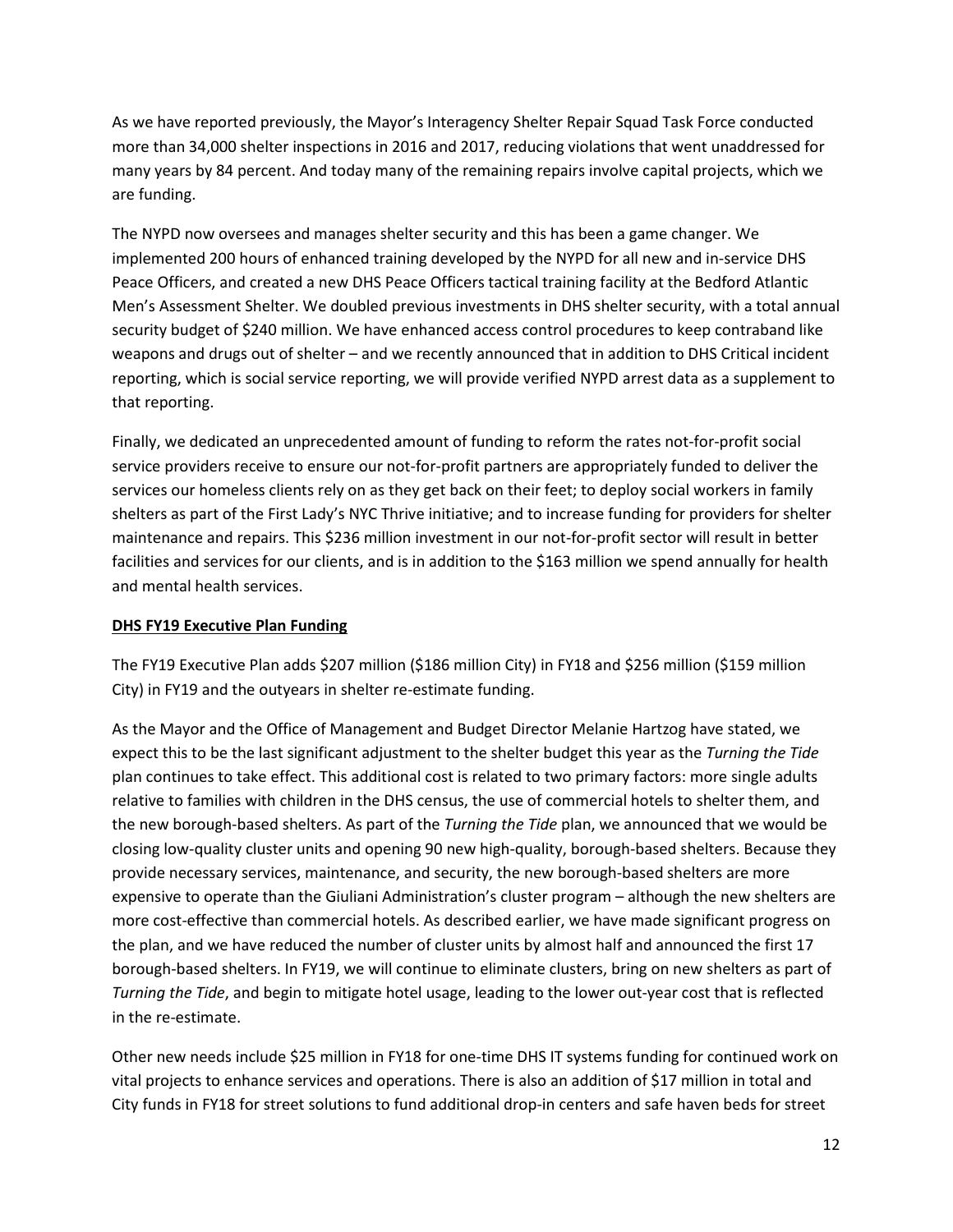As we have reported previously, the Mayor's Interagency Shelter Repair Squad Task Force conducted more than 34,000 shelter inspections in 2016 and 2017, reducing violations that went unaddressed for many years by 84 percent. And today many of the remaining repairs involve capital projects, which we are funding.

The NYPD now oversees and manages shelter security and this has been a game changer. We implemented 200 hours of enhanced training developed by the NYPD for all new and in-service DHS Peace Officers, and created a new DHS Peace Officers tactical training facility at the Bedford Atlantic Men's Assessment Shelter. We doubled previous investments in DHS shelter security, with a total annual security budget of $240 million. We have enhanced access control procedures to keep contraband like weapons and drugs out of shelter – and we recently announced that in addition to DHS Critical incident reporting, which is social service reporting, we will provide verified NYPD arrest data as a supplement to that reporting.

Finally, we dedicated an unprecedented amount of funding to reform the rates not-for-profit social service providers receive to ensure our not-for-profit partners are appropriately funded to deliver the services our homeless clients rely on as they get back on their feet; to deploy social workers in family shelters as part of the First Lady's NYC Thrive initiative; and to increase funding for providers for shelter maintenance and repairs. This $236 million investment in our not-for-profit sector will result in better facilities and services for our clients, and is in addition to the $163 million we spend annually for health and mental health services.

**DHS FY19 Executive Plan Funding**

The FY19 Executive Plan adds $207 million ($186 million City) in FY18 and $256 million ($159 million City) in FY19 and the outyears in shelter re-estimate funding.

As the Mayor and the Office of Management and Budget Director Melanie Hartzog have stated, we expect this to be the last significant adjustment to the shelter budget this year as the *Turning the Tide* plan continues to take effect. This additional cost is related to two primary factors: more single adults relative to families with children in the DHS census, the use of commercial hotels to shelter them, and the new borough-based shelters. As part of the *Turning the Tide* plan, we announced that we would be closing low-quality cluster units and opening 90 new high-quality, borough-based shelters. Because they provide necessary services, maintenance, and security, the new borough-based shelters are more expensive to operate than the Giuliani Administration's cluster program – although the new shelters are more cost-effective than commercial hotels. As described earlier, we have made significant progress on the plan, and we have reduced the number of cluster units by almost half and announced the first 17 borough-based shelters. In FY19, we will continue to eliminate clusters, bring on new shelters as part of *Turning the Tide*, and begin to mitigate hotel usage, leading to the lower out-year cost that is reflected in the re-estimate.

Other new needs include $25 million in FY18 for one-time DHS IT systems funding for continued work on vital projects to enhance services and operations. There is also an addition of $17 million in total and City funds in FY18 for street solutions to fund additional drop-in centers and safe haven beds for street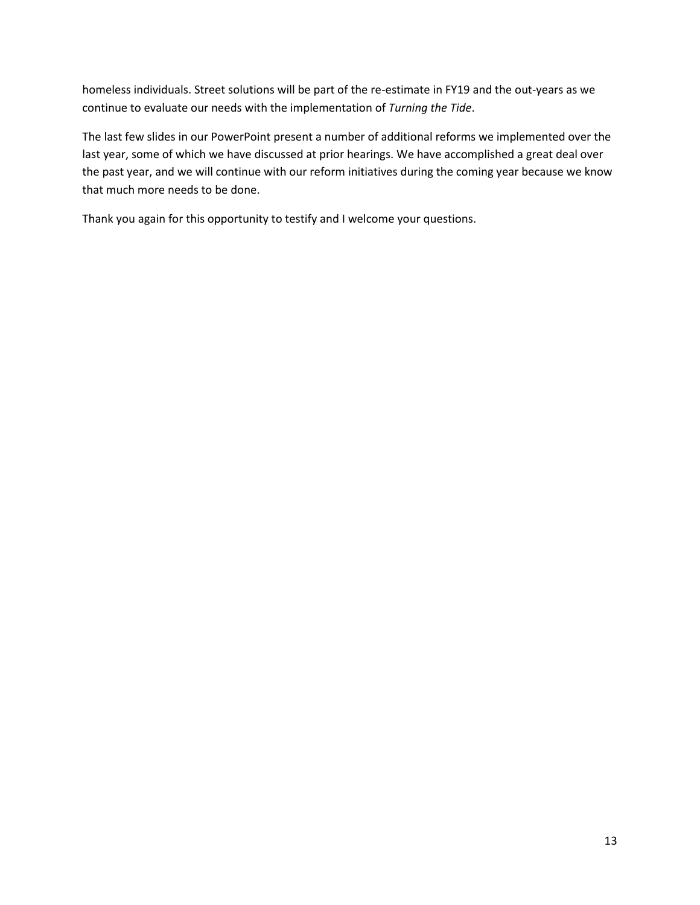homeless individuals. Street solutions will be part of the re-estimate in FY19 and the out-years as we continue to evaluate our needs with the implementation of *Turning the Tide*.

The last few slides in our PowerPoint present a number of additional reforms we implemented over the last year, some of which we have discussed at prior hearings. We have accomplished a great deal over the past year, and we will continue with our reform initiatives during the coming year because we know that much more needs to be done.

Thank you again for this opportunity to testify and I welcome your questions.